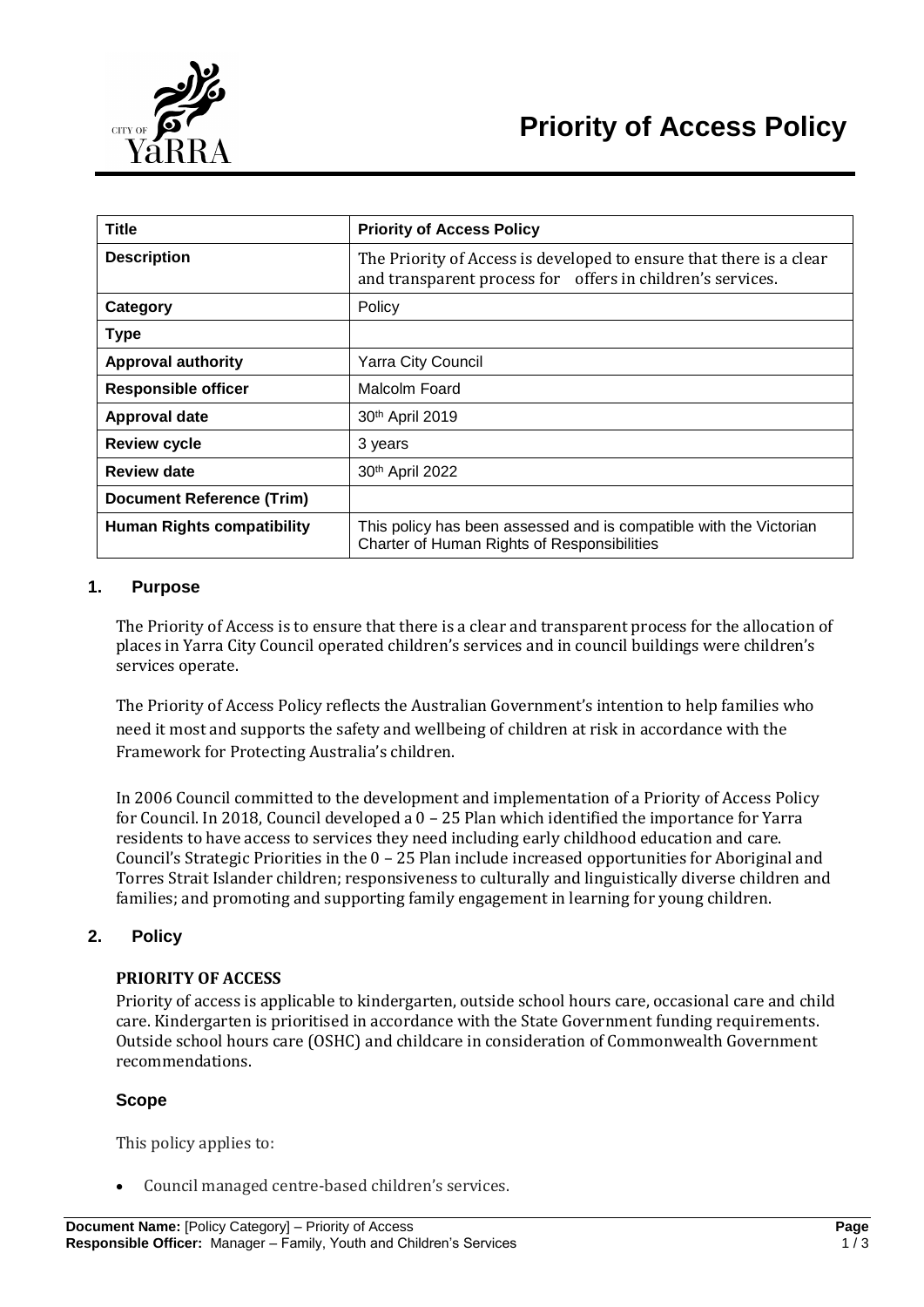# Priority of Access Policy

| Title | Priority of Access Policy |
|---|---|
| Description | The Priority of Access is developed to ensure that there is a clear and transparent process for offers in children's services. |
| Category | Policy |
| Type | |
| Approval authority | Yarra City Council |
| Responsible officer | Malcolm Foard |
| Approval date | 30th April 2019 |
| Review cycle | 3 years |
| Review date | 30th April 2022 |
| Document Reference (Trim) | |
| Human Rights compatibility | This policy has been assessed and is compatible with the Victorian Charter of Human Rights of Responsibilities |

## 1. Purpose

The Priority of Access is to ensure that there is a clear and transparent process for the allocation of places in Yarra City Council operated children's services and in council buildings were children's services operate.

The Priority of Access Policy reflects the Australian Government's intention to help families who need it most and supports the safety and wellbeing of children at risk in accordance with the Framework for Protecting Australia's children.

In 2006 Council committed to the development and implementation of a Priority of Access Policy for Council. In 2018, Council developed a 0 – 25 Plan which identified the importance for Yarra residents to have access to services they need including early childhood education and care. Council's Strategic Priorities in the 0 – 25 Plan include increased opportunities for Aboriginal and Torres Strait Islander children; responsiveness to culturally and linguistically diverse children and families; and promoting and supporting family engagement in learning for young children.

## 2. Policy

### PRIORITY OF ACCESS

Priority of access is applicable to kindergarten, outside school hours care, occasional care and child care. Kindergarten is prioritised in accordance with the State Government funding requirements. Outside school hours care (OSHC) and childcare in consideration of Commonwealth Government recommendations.

### Scope

This policy applies to:

- Council managed centre-based children's services.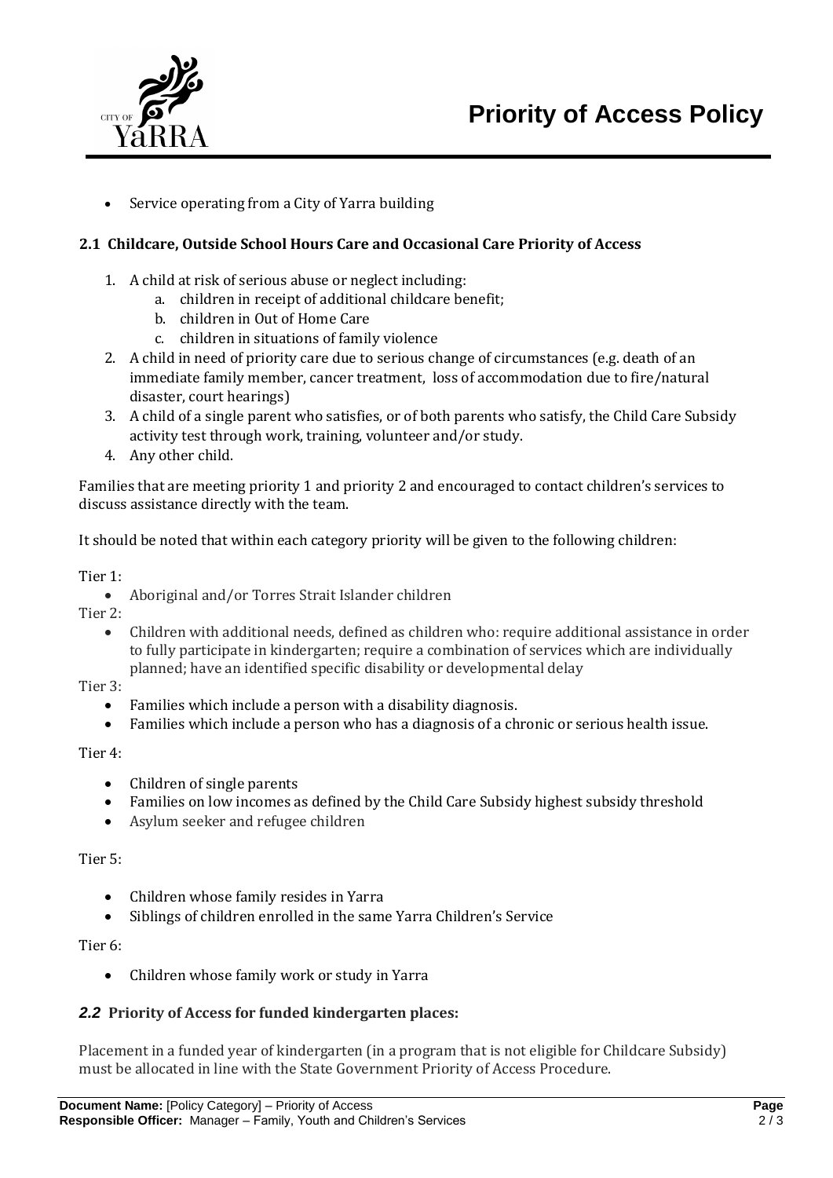- Service operating from a City of Yarra building

### 2.1 Childcare, Outside School Hours Care and Occasional Care Priority of Access

1. A child at risk of serious abuse or neglect including:
   a. children in receipt of additional childcare benefit;
   b. children in Out of Home Care
   c. children in situations of family violence
2. A child in need of priority care due to serious change of circumstances (e.g. death of an immediate family member, cancer treatment, loss of accommodation due to fire/natural disaster, court hearings)
3. A child of a single parent who satisfies, or of both parents who satisfy, the Child Care Subsidy activity test through work, training, volunteer and/or study.
4. Any other child.

Families that are meeting priority 1 and priority 2 and encouraged to contact children's services to discuss assistance directly with the team.

It should be noted that within each category priority will be given to the following children:

Tier 1:

- Aboriginal and/or Torres Strait Islander children

Tier 2:

- Children with additional needs, defined as children who: require additional assistance in order to fully participate in kindergarten; require a combination of services which are individually planned; have an identified specific disability or developmental delay

Tier 3:

- Families which include a person with a disability diagnosis.
- Families which include a person who has a diagnosis of a chronic or serious health issue.

Tier 4:

- Children of single parents
- Families on low incomes as defined by the Child Care Subsidy highest subsidy threshold
- Asylum seeker and refugee children

Tier 5:

- Children whose family resides in Yarra
- Siblings of children enrolled in the same Yarra Children's Service

Tier 6:

- Children whose family work or study in Yarra

### *2.2* Priority of Access for funded kindergarten places:

Placement in a funded year of kindergarten (in a program that is not eligible for Childcare Subsidy) must be allocated in line with the State Government Priority of Access Procedure.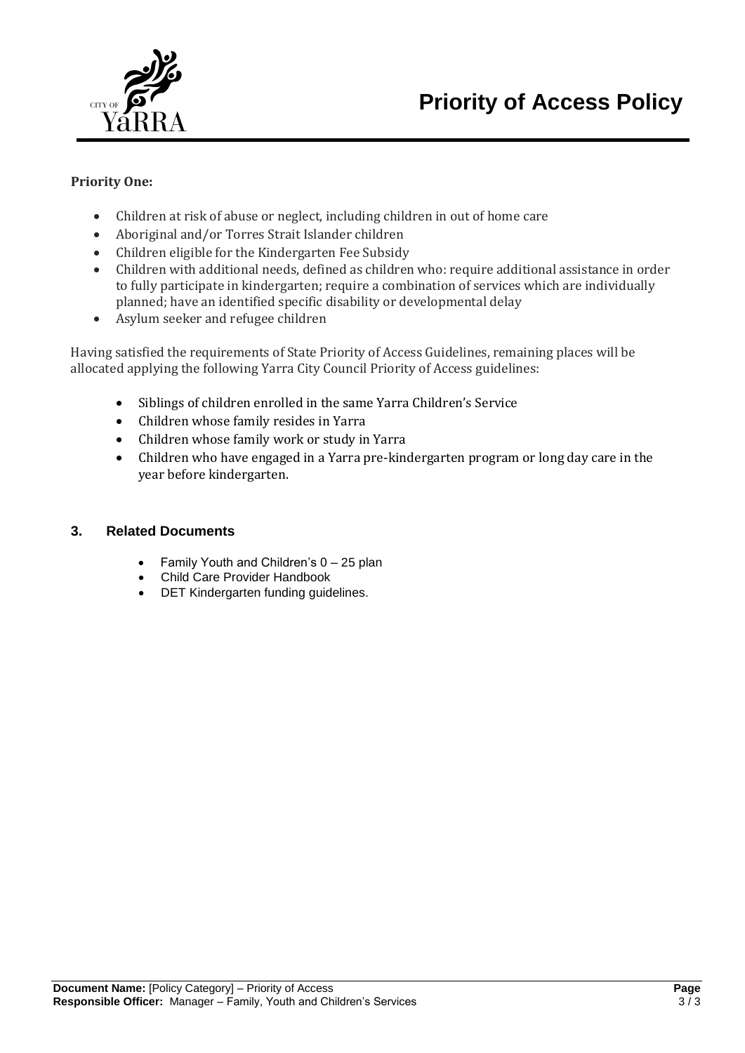**Priority One:**

- Children at risk of abuse or neglect, including children in out of home care
- Aboriginal and/or Torres Strait Islander children
- Children eligible for the Kindergarten Fee Subsidy
- Children with additional needs, defined as children who: require additional assistance in order to fully participate in kindergarten; require a combination of services which are individually planned; have an identified specific disability or developmental delay
- Asylum seeker and refugee children

Having satisfied the requirements of State Priority of Access Guidelines, remaining places will be allocated applying the following Yarra City Council Priority of Access guidelines:

- Siblings of children enrolled in the same Yarra Children's Service
- Children whose family resides in Yarra
- Children whose family work or study in Yarra
- Children who have engaged in a Yarra pre-kindergarten program or long day care in the year before kindergarten.

## 3. Related Documents

- Family Youth and Children's 0 – 25 plan
- Child Care Provider Handbook
- DET Kindergarten funding guidelines.